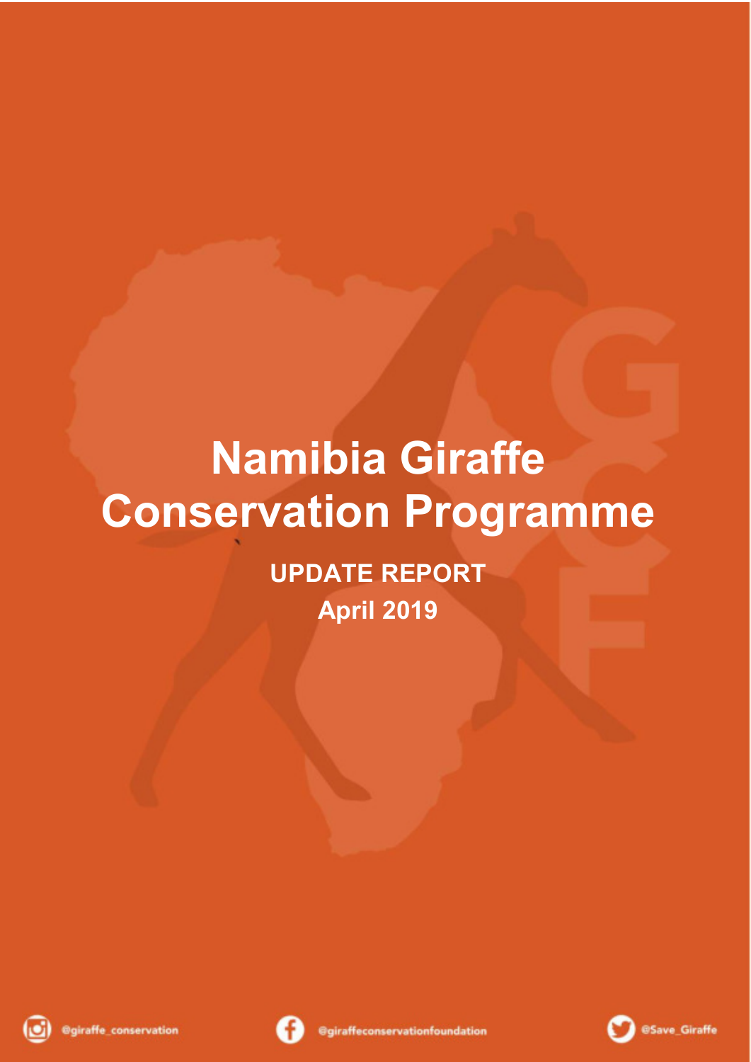# Namibia Giraffe Conservation Programme

**UPDATE REPORT**

**April 2019**

@giraffe_conservation

@giraffeconservationfoundation

@Save_Giraffe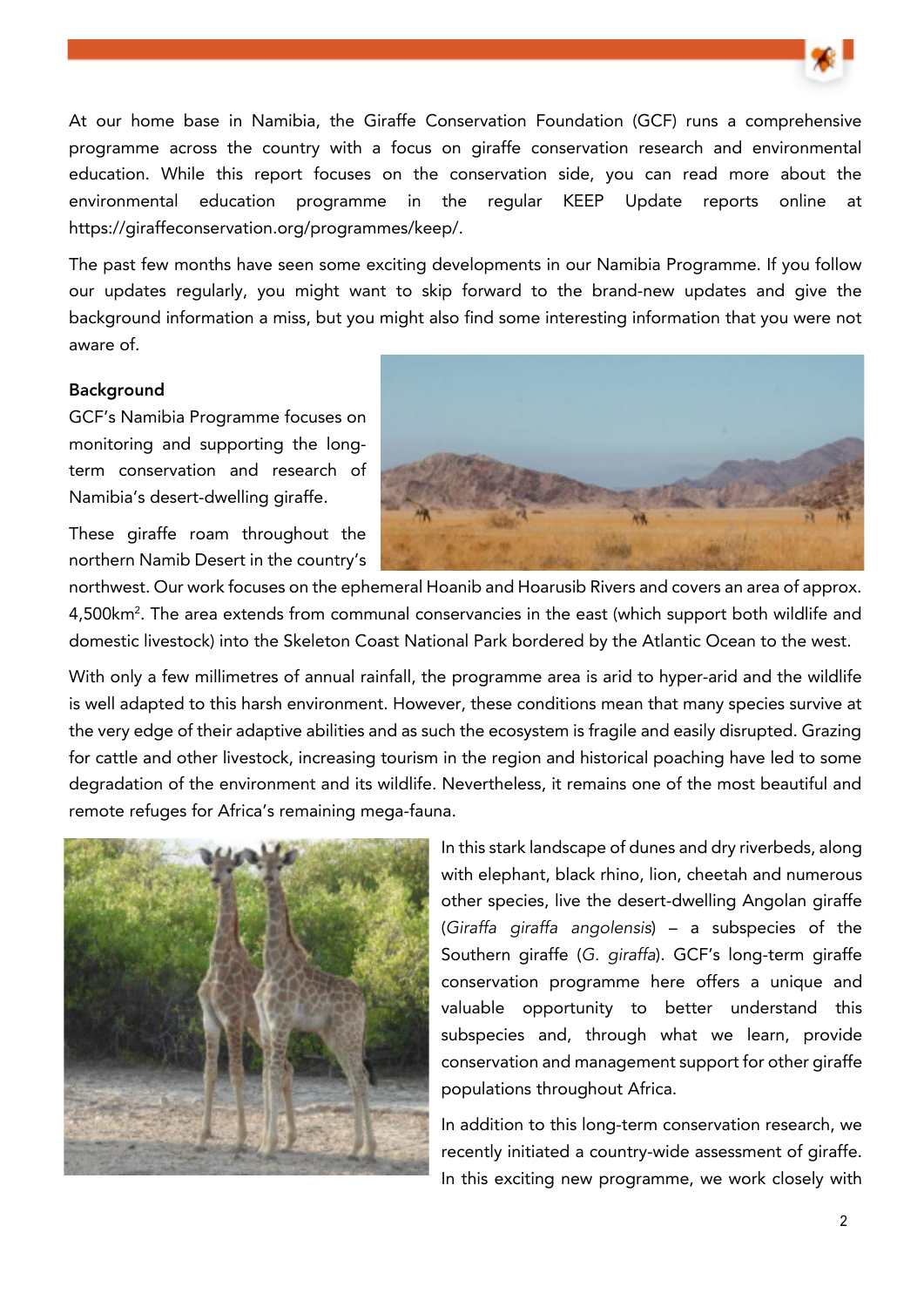At our home base in Namibia, the Giraffe Conservation Foundation (GCF) runs a comprehensive programme across the country with a focus on giraffe conservation research and environmental education. While this report focuses on the conservation side, you can read more about the environmental education programme in the regular KEEP Update reports online at https://giraffeconservation.org/programmes/keep/.

The past few months have seen some exciting developments in our Namibia Programme. If you follow our updates regularly, you might want to skip forward to the brand-new updates and give the background information a miss, but you might also find some interesting information that you were not aware of.

**Background**

GCF's Namibia Programme focuses on monitoring and supporting the long-term conservation and research of Namibia's desert-dwelling giraffe.

These giraffe roam throughout the northern Namib Desert in the country's northwest. Our work focuses on the ephemeral Hoanib and Hoarusib Rivers and covers an area of approx. 4,500km$^2$. The area extends from communal conservancies in the east (which support both wildlife and domestic livestock) into the Skeleton Coast National Park bordered by the Atlantic Ocean to the west.

With only a few millimetres of annual rainfall, the programme area is arid to hyper-arid and the wildlife is well adapted to this harsh environment. However, these conditions mean that many species survive at the very edge of their adaptive abilities and as such the ecosystem is fragile and easily disrupted. Grazing for cattle and other livestock, increasing tourism in the region and historical poaching have led to some degradation of the environment and its wildlife. Nevertheless, it remains one of the most beautiful and remote refuges for Africa's remaining mega-fauna.

In this stark landscape of dunes and dry riverbeds, along with elephant, black rhino, lion, cheetah and numerous other species, live the desert-dwelling Angolan giraffe (*Giraffa giraffa angolensis*) – a subspecies of the Southern giraffe (*G. giraffa*). GCF's long-term giraffe conservation programme here offers a unique and valuable opportunity to better understand this subspecies and, through what we learn, provide conservation and management support for other giraffe populations throughout Africa.

In addition to this long-term conservation research, we recently initiated a country-wide assessment of giraffe. In this exciting new programme, we work closely with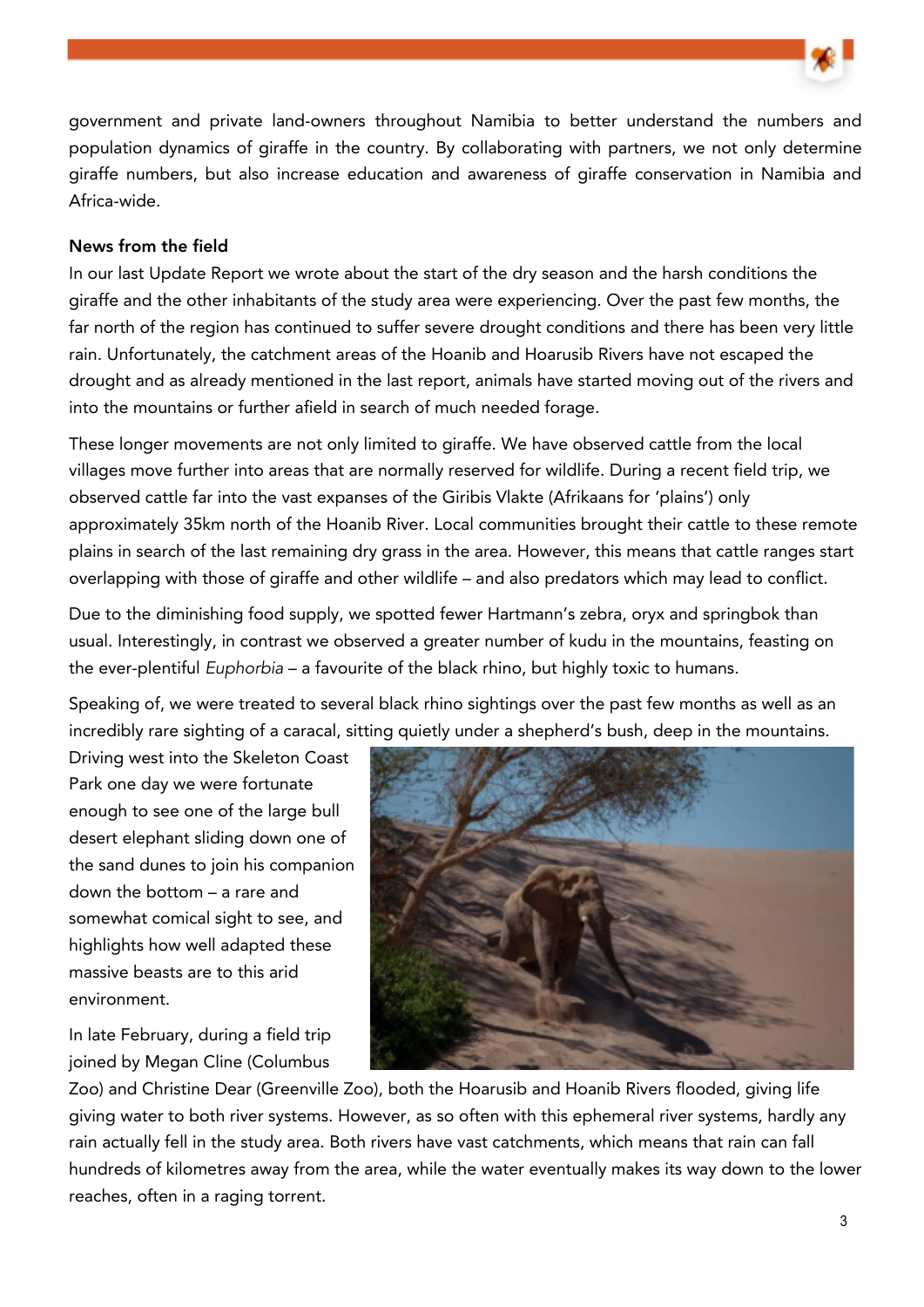government and private land-owners throughout Namibia to better understand the numbers and population dynamics of giraffe in the country. By collaborating with partners, we not only determine giraffe numbers, but also increase education and awareness of giraffe conservation in Namibia and Africa-wide.

**News from the field**

In our last Update Report we wrote about the start of the dry season and the harsh conditions the giraffe and the other inhabitants of the study area were experiencing. Over the past few months, the far north of the region has continued to suffer severe drought conditions and there has been very little rain. Unfortunately, the catchment areas of the Hoanib and Hoarusib Rivers have not escaped the drought and as already mentioned in the last report, animals have started moving out of the rivers and into the mountains or further afield in search of much needed forage.

These longer movements are not only limited to giraffe. We have observed cattle from the local villages move further into areas that are normally reserved for wildlife. During a recent field trip, we observed cattle far into the vast expanses of the Giribis Vlakte (Afrikaans for 'plains') only approximately 35km north of the Hoanib River. Local communities brought their cattle to these remote plains in search of the last remaining dry grass in the area. However, this means that cattle ranges start overlapping with those of giraffe and other wildlife – and also predators which may lead to conflict.

Due to the diminishing food supply, we spotted fewer Hartmann's zebra, oryx and springbok than usual. Interestingly, in contrast we observed a greater number of kudu in the mountains, feasting on the ever-plentiful *Euphorbia* – a favourite of the black rhino, but highly toxic to humans.

Speaking of, we were treated to several black rhino sightings over the past few months as well as an incredibly rare sighting of a caracal, sitting quietly under a shepherd's bush, deep in the mountains. Driving west into the Skeleton Coast Park one day we were fortunate enough to see one of the large bull desert elephant sliding down one of the sand dunes to join his companion down the bottom – a rare and somewhat comical sight to see, and highlights how well adapted these massive beasts are to this arid environment.

In late February, during a field trip joined by Megan Cline (Columbus Zoo) and Christine Dear (Greenville Zoo), both the Hoarusib and Hoanib Rivers flooded, giving life giving water to both river systems. However, as so often with this ephemeral river systems, hardly any rain actually fell in the study area. Both rivers have vast catchments, which means that rain can fall hundreds of kilometres away from the area, while the water eventually makes its way down to the lower reaches, often in a raging torrent.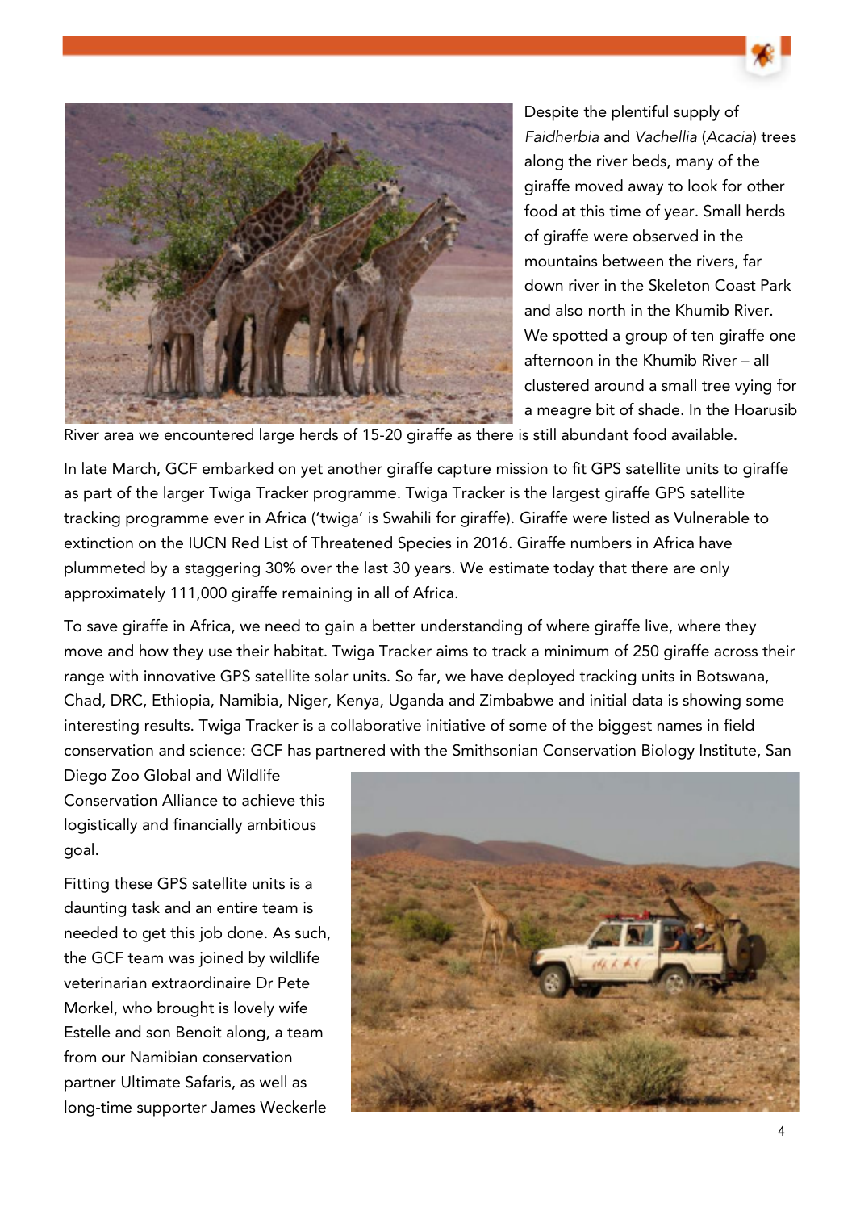Despite the plentiful supply of *Faidherbia* and *Vachellia* (*Acacia*) trees along the river beds, many of the giraffe moved away to look for other food at this time of year. Small herds of giraffe were observed in the mountains between the rivers, far down river in the Skeleton Coast Park and also north in the Khumib River. We spotted a group of ten giraffe one afternoon in the Khumib River – all clustered around a small tree vying for a meagre bit of shade. In the Hoarusib River area we encountered large herds of 15-20 giraffe as there is still abundant food available.

In late March, GCF embarked on yet another giraffe capture mission to fit GPS satellite units to giraffe as part of the larger Twiga Tracker programme. Twiga Tracker is the largest giraffe GPS satellite tracking programme ever in Africa ('twiga' is Swahili for giraffe). Giraffe were listed as Vulnerable to extinction on the IUCN Red List of Threatened Species in 2016. Giraffe numbers in Africa have plummeted by a staggering 30% over the last 30 years. We estimate today that there are only approximately 111,000 giraffe remaining in all of Africa.

To save giraffe in Africa, we need to gain a better understanding of where giraffe live, where they move and how they use their habitat. Twiga Tracker aims to track a minimum of 250 giraffe across their range with innovative GPS satellite solar units. So far, we have deployed tracking units in Botswana, Chad, DRC, Ethiopia, Namibia, Niger, Kenya, Uganda and Zimbabwe and initial data is showing some interesting results. Twiga Tracker is a collaborative initiative of some of the biggest names in field conservation and science: GCF has partnered with the Smithsonian Conservation Biology Institute, San Diego Zoo Global and Wildlife Conservation Alliance to achieve this logistically and financially ambitious goal.

Fitting these GPS satellite units is a daunting task and an entire team is needed to get this job done. As such, the GCF team was joined by wildlife veterinarian extraordinaire Dr Pete Morkel, who brought is lovely wife Estelle and son Benoit along, a team from our Namibian conservation partner Ultimate Safaris, as well as long-time supporter James Weckerle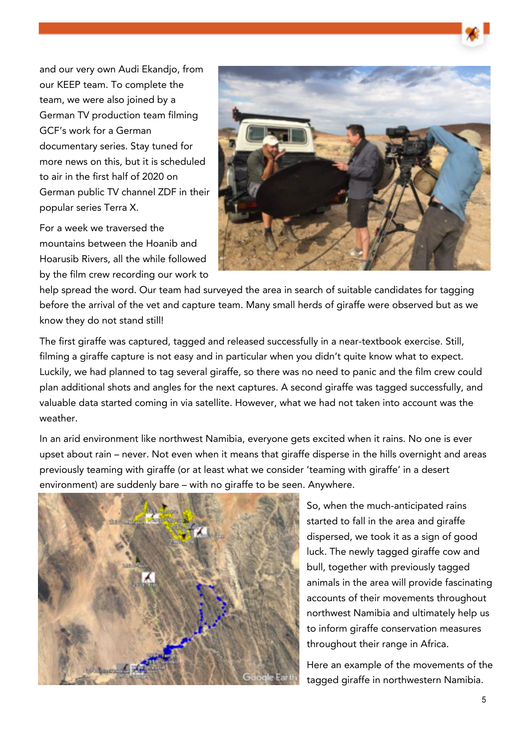and our very own Audi Ekandjo, from our KEEP team. To complete the team, we were also joined by a German TV production team filming GCF's work for a German documentary series. Stay tuned for more news on this, but it is scheduled to air in the first half of 2020 on German public TV channel ZDF in their popular series Terra X.

For a week we traversed the mountains between the Hoanib and Hoarusib Rivers, all the while followed by the film crew recording our work to help spread the word. Our team had surveyed the area in search of suitable candidates for tagging before the arrival of the vet and capture team. Many small herds of giraffe were observed but as we know they do not stand still!

The first giraffe was captured, tagged and released successfully in a near-textbook exercise. Still, filming a giraffe capture is not easy and in particular when you didn't quite know what to expect. Luckily, we had planned to tag several giraffe, so there was no need to panic and the film crew could plan additional shots and angles for the next captures. A second giraffe was tagged successfully, and valuable data started coming in via satellite. However, what we had not taken into account was the weather.

In an arid environment like northwest Namibia, everyone gets excited when it rains. No one is ever upset about rain – never. Not even when it means that giraffe disperse in the hills overnight and areas previously teaming with giraffe (or at least what we consider 'teaming with giraffe' in a desert environment) are suddenly bare – with no giraffe to be seen. Anywhere.

So, when the much-anticipated rains started to fall in the area and giraffe dispersed, we took it as a sign of good luck. The newly tagged giraffe cow and bull, together with previously tagged animals in the area will provide fascinating accounts of their movements throughout northwest Namibia and ultimately help us to inform giraffe conservation measures throughout their range in Africa.

Here an example of the movements of the tagged giraffe in northwestern Namibia.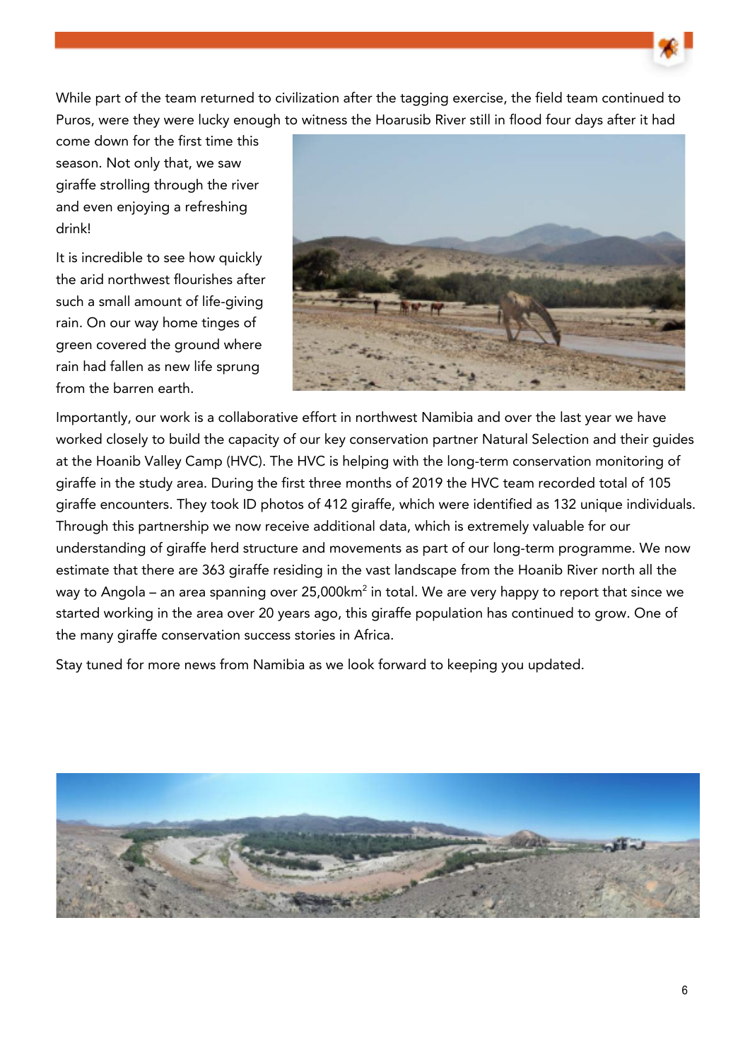While part of the team returned to civilization after the tagging exercise, the field team continued to Puros, were they were lucky enough to witness the Hoarusib River still in flood four days after it had come down for the first time this season. Not only that, we saw giraffe strolling through the river and even enjoying a refreshing drink!

It is incredible to see how quickly the arid northwest flourishes after such a small amount of life-giving rain. On our way home tinges of green covered the ground where rain had fallen as new life sprung from the barren earth.

Importantly, our work is a collaborative effort in northwest Namibia and over the last year we have worked closely to build the capacity of our key conservation partner Natural Selection and their guides at the Hoanib Valley Camp (HVC). The HVC is helping with the long-term conservation monitoring of giraffe in the study area. During the first three months of 2019 the HVC team recorded total of 105 giraffe encounters. They took ID photos of 412 giraffe, which were identified as 132 unique individuals. Through this partnership we now receive additional data, which is extremely valuable for our understanding of giraffe herd structure and movements as part of our long-term programme. We now estimate that there are 363 giraffe residing in the vast landscape from the Hoanib River north all the way to Angola – an area spanning over 25,000km$^2$ in total. We are very happy to report that since we started working in the area over 20 years ago, this giraffe population has continued to grow. One of the many giraffe conservation success stories in Africa.

Stay tuned for more news from Namibia as we look forward to keeping you updated.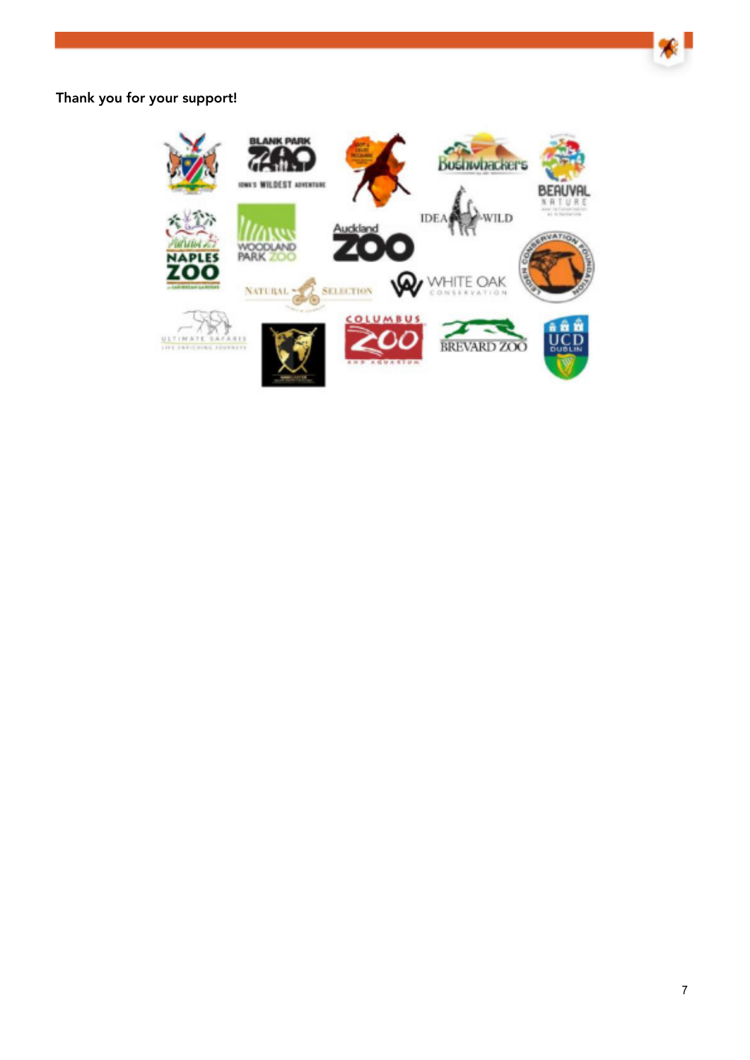Thank you for your support!